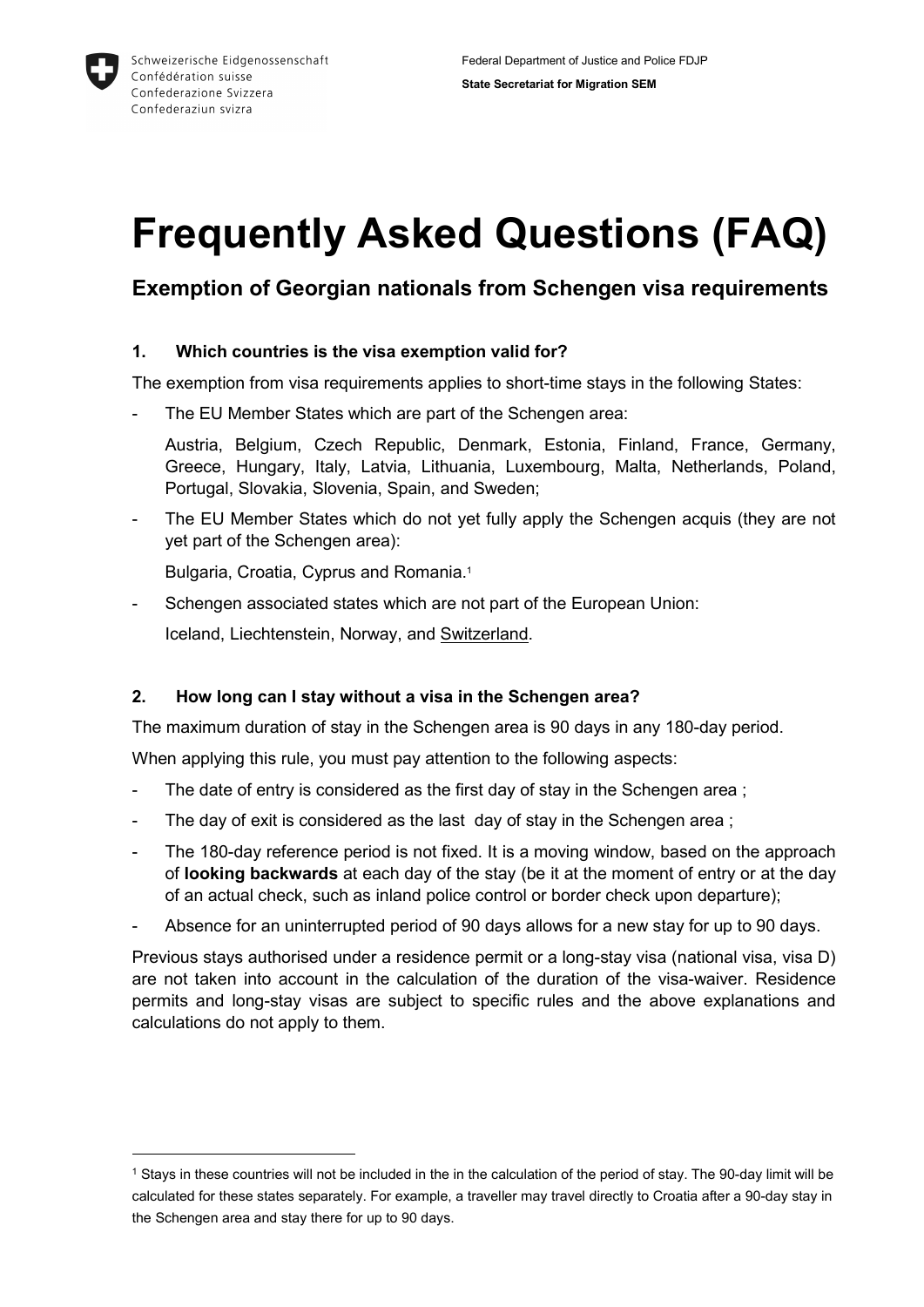Schweizerische Eidgenossenschaft
Confédération suisse
Confederazione Svizzera
Confederaziun svizra

Federal Department of Justice and Police FDJP

**State Secretariat for Migration SEM**

# Frequently Asked Questions (FAQ)

## Exemption of Georgian nationals from Schengen visa requirements

### 1. Which countries is the visa exemption valid for?

The exemption from visa requirements applies to short-time stays in the following States:

- The EU Member States which are part of the Schengen area:

  Austria, Belgium, Czech Republic, Denmark, Estonia, Finland, France, Germany, Greece, Hungary, Italy, Latvia, Lithuania, Luxembourg, Malta, Netherlands, Poland, Portugal, Slovakia, Slovenia, Spain, and Sweden;

- The EU Member States which do not yet fully apply the Schengen acquis (they are not yet part of the Schengen area):

  Bulgaria, Croatia, Cyprus and Romania.[1]

- Schengen associated states which are not part of the European Union:

  Iceland, Liechtenstein, Norway, and Switzerland.

### 2. How long can I stay without a visa in the Schengen area?

The maximum duration of stay in the Schengen area is 90 days in any 180-day period.

When applying this rule, you must pay attention to the following aspects:

- The date of entry is considered as the first day of stay in the Schengen area ;
- The day of exit is considered as the last day of stay in the Schengen area ;
- The 180-day reference period is not fixed. It is a moving window, based on the approach of **looking backwards** at each day of the stay (be it at the moment of entry or at the day of an actual check, such as inland police control or border check upon departure);
- Absence for an uninterrupted period of 90 days allows for a new stay for up to 90 days.

Previous stays authorised under a residence permit or a long-stay visa (national visa, visa D) are not taken into account in the calculation of the duration of the visa-waiver. Residence permits and long-stay visas are subject to specific rules and the above explanations and calculations do not apply to them.

---

[1] Stays in these countries will not be included in the in the calculation of the period of stay. The 90-day limit will be calculated for these states separately. For example, a traveller may travel directly to Croatia after a 90-day stay in the Schengen area and stay there for up to 90 days.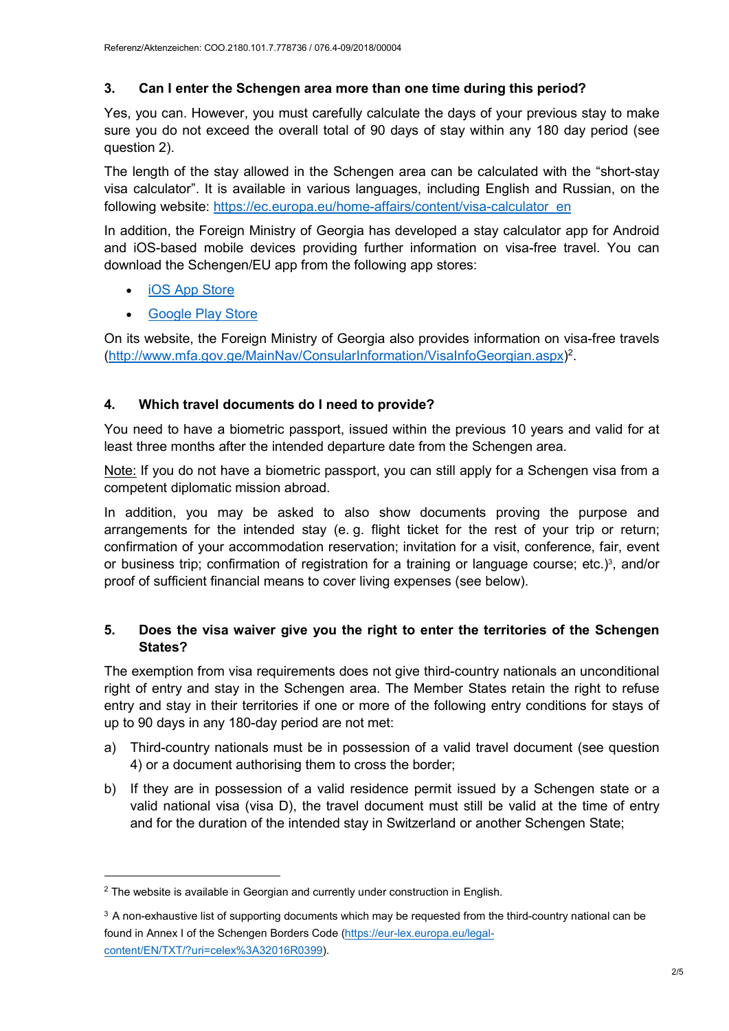## 3. Can I enter the Schengen area more than one time during this period?

Yes, you can. However, you must carefully calculate the days of your previous stay to make sure you do not exceed the overall total of 90 days of stay within any 180 day period (see question 2).

The length of the stay allowed in the Schengen area can be calculated with the "short-stay visa calculator". It is available in various languages, including English and Russian, on the following website: [https://ec.europa.eu/home-affairs/content/visa-calculator_en](https://ec.europa.eu/home-affairs/content/visa-calculator_en)

In addition, the Foreign Ministry of Georgia has developed a stay calculator app for Android and iOS-based mobile devices providing further information on visa-free travel. You can download the Schengen/EU app from the following app stores:

- iOS App Store
- Google Play Store

On its website, the Foreign Ministry of Georgia also provides information on visa-free travels ([http://www.mfa.gov.ge/MainNav/ConsularInformation/VisaInfoGeorgian.aspx](http://www.mfa.gov.ge/MainNav/ConsularInformation/VisaInfoGeorgian.aspx))[2].

## 4. Which travel documents do I need to provide?

You need to have a biometric passport, issued within the previous 10 years and valid for at least three months after the intended departure date from the Schengen area.

Note: If you do not have a biometric passport, you can still apply for a Schengen visa from a competent diplomatic mission abroad.

In addition, you may be asked to also show documents proving the purpose and arrangements for the intended stay (e. g. flight ticket for the rest of your trip or return; confirmation of your accommodation reservation; invitation for a visit, conference, fair, event or business trip; confirmation of registration for a training or language course; etc.)[3], and/or proof of sufficient financial means to cover living expenses (see below).

## 5. Does the visa waiver give you the right to enter the territories of the Schengen States?

The exemption from visa requirements does not give third-country nationals an unconditional right of entry and stay in the Schengen area. The Member States retain the right to refuse entry and stay in their territories if one or more of the following entry conditions for stays of up to 90 days in any 180-day period are not met:

a) Third-country nationals must be in possession of a valid travel document (see question 4) or a document authorising them to cross the border;

b) If they are in possession of a valid residence permit issued by a Schengen state or a valid national visa (visa D), the travel document must still be valid at the time of entry and for the duration of the intended stay in Switzerland or another Schengen State;

---

[2] The website is available in Georgian and currently under construction in English.

[3] A non-exhaustive list of supporting documents which may be requested from the third-country national can be found in Annex I of the Schengen Borders Code ([https://eur-lex.europa.eu/legal-content/EN/TXT/?uri=celex%3A32016R0399](https://eur-lex.europa.eu/legal-content/EN/TXT/?uri=celex%3A32016R0399)).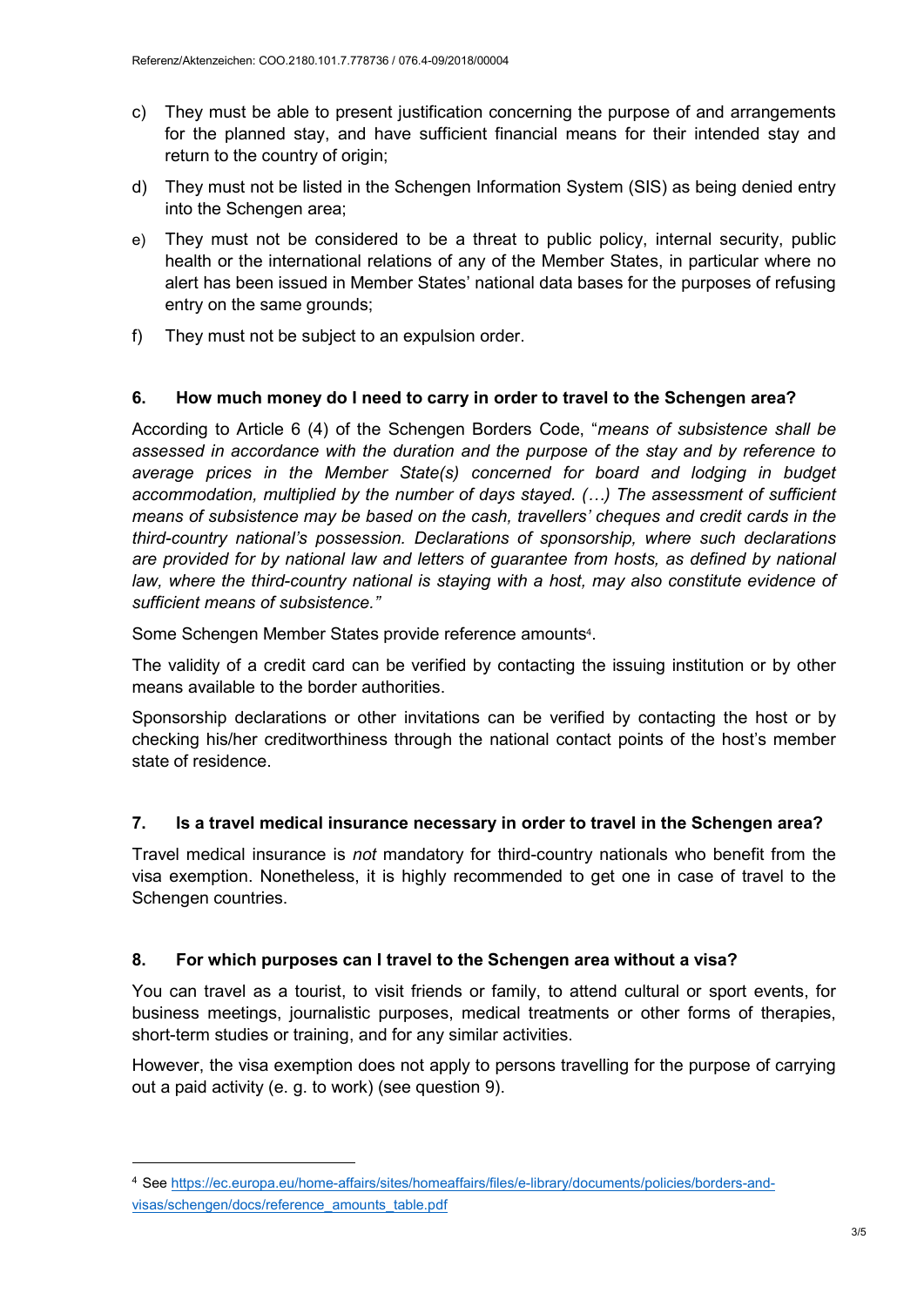c) They must be able to present justification concerning the purpose of and arrangements for the planned stay, and have sufficient financial means for their intended stay and return to the country of origin;

d) They must not be listed in the Schengen Information System (SIS) as being denied entry into the Schengen area;

e) They must not be considered to be a threat to public policy, internal security, public health or the international relations of any of the Member States, in particular where no alert has been issued in Member States' national data bases for the purposes of refusing entry on the same grounds;

f) They must not be subject to an expulsion order.

## 6. How much money do I need to carry in order to travel to the Schengen area?

According to Article 6 (4) of the Schengen Borders Code, "*means of subsistence shall be assessed in accordance with the duration and the purpose of the stay and by reference to average prices in the Member State(s) concerned for board and lodging in budget accommodation, multiplied by the number of days stayed. (…) The assessment of sufficient means of subsistence may be based on the cash, travellers' cheques and credit cards in the third-country national's possession. Declarations of sponsorship, where such declarations are provided for by national law and letters of guarantee from hosts, as defined by national law, where the third-country national is staying with a host, may also constitute evidence of sufficient means of subsistence.*"

Some Schengen Member States provide reference amounts[4].

The validity of a credit card can be verified by contacting the issuing institution or by other means available to the border authorities.

Sponsorship declarations or other invitations can be verified by contacting the host or by checking his/her creditworthiness through the national contact points of the host's member state of residence.

## 7. Is a travel medical insurance necessary in order to travel in the Schengen area?

Travel medical insurance is *not* mandatory for third-country nationals who benefit from the visa exemption. Nonetheless, it is highly recommended to get one in case of travel to the Schengen countries.

## 8. For which purposes can I travel to the Schengen area without a visa?

You can travel as a tourist, to visit friends or family, to attend cultural or sport events, for business meetings, journalistic purposes, medical treatments or other forms of therapies, short-term studies or training, and for any similar activities.

However, the visa exemption does not apply to persons travelling for the purpose of carrying out a paid activity (e. g. to work) (see question 9).

---

[4] See https://ec.europa.eu/home-affairs/sites/homeaffairs/files/e-library/documents/policies/borders-and-visas/schengen/docs/reference_amounts_table.pdf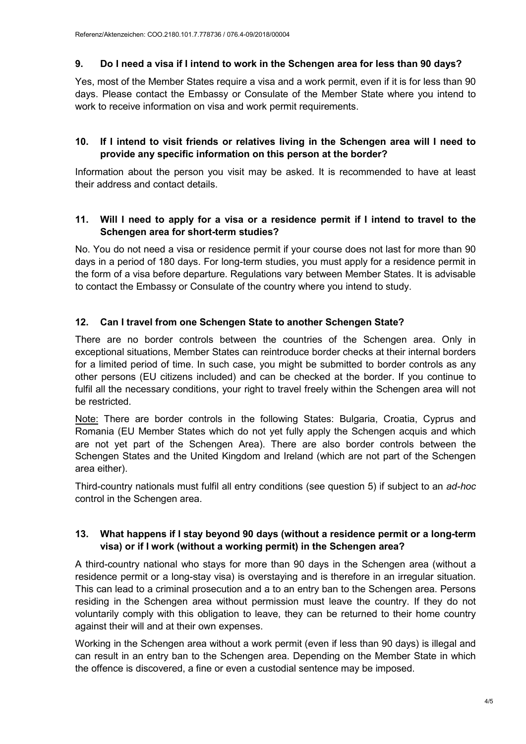### 9. Do I need a visa if I intend to work in the Schengen area for less than 90 days?

Yes, most of the Member States require a visa and a work permit, even if it is for less than 90 days. Please contact the Embassy or Consulate of the Member State where you intend to work to receive information on visa and work permit requirements.

### 10. If I intend to visit friends or relatives living in the Schengen area will I need to provide any specific information on this person at the border?

Information about the person you visit may be asked. It is recommended to have at least their address and contact details.

### 11. Will I need to apply for a visa or a residence permit if I intend to travel to the Schengen area for short-term studies?

No. You do not need a visa or residence permit if your course does not last for more than 90 days in a period of 180 days. For long-term studies, you must apply for a residence permit in the form of a visa before departure. Regulations vary between Member States. It is advisable to contact the Embassy or Consulate of the country where you intend to study.

### 12. Can I travel from one Schengen State to another Schengen State?

There are no border controls between the countries of the Schengen area. Only in exceptional situations, Member States can reintroduce border checks at their internal borders for a limited period of time. In such case, you might be submitted to border controls as any other persons (EU citizens included) and can be checked at the border. If you continue to fulfil all the necessary conditions, your right to travel freely within the Schengen area will not be restricted.

Note: There are border controls in the following States: Bulgaria, Croatia, Cyprus and Romania (EU Member States which do not yet fully apply the Schengen acquis and which are not yet part of the Schengen Area). There are also border controls between the Schengen States and the United Kingdom and Ireland (which are not part of the Schengen area either).

Third-country nationals must fulfil all entry conditions (see question 5) if subject to an *ad-hoc* control in the Schengen area.

### 13. What happens if I stay beyond 90 days (without a residence permit or a long-term visa) or if I work (without a working permit) in the Schengen area?

A third-country national who stays for more than 90 days in the Schengen area (without a residence permit or a long-stay visa) is overstaying and is therefore in an irregular situation. This can lead to a criminal prosecution and a to an entry ban to the Schengen area. Persons residing in the Schengen area without permission must leave the country. If they do not voluntarily comply with this obligation to leave, they can be returned to their home country against their will and at their own expenses.

Working in the Schengen area without a work permit (even if less than 90 days) is illegal and can result in an entry ban to the Schengen area. Depending on the Member State in which the offence is discovered, a fine or even a custodial sentence may be imposed.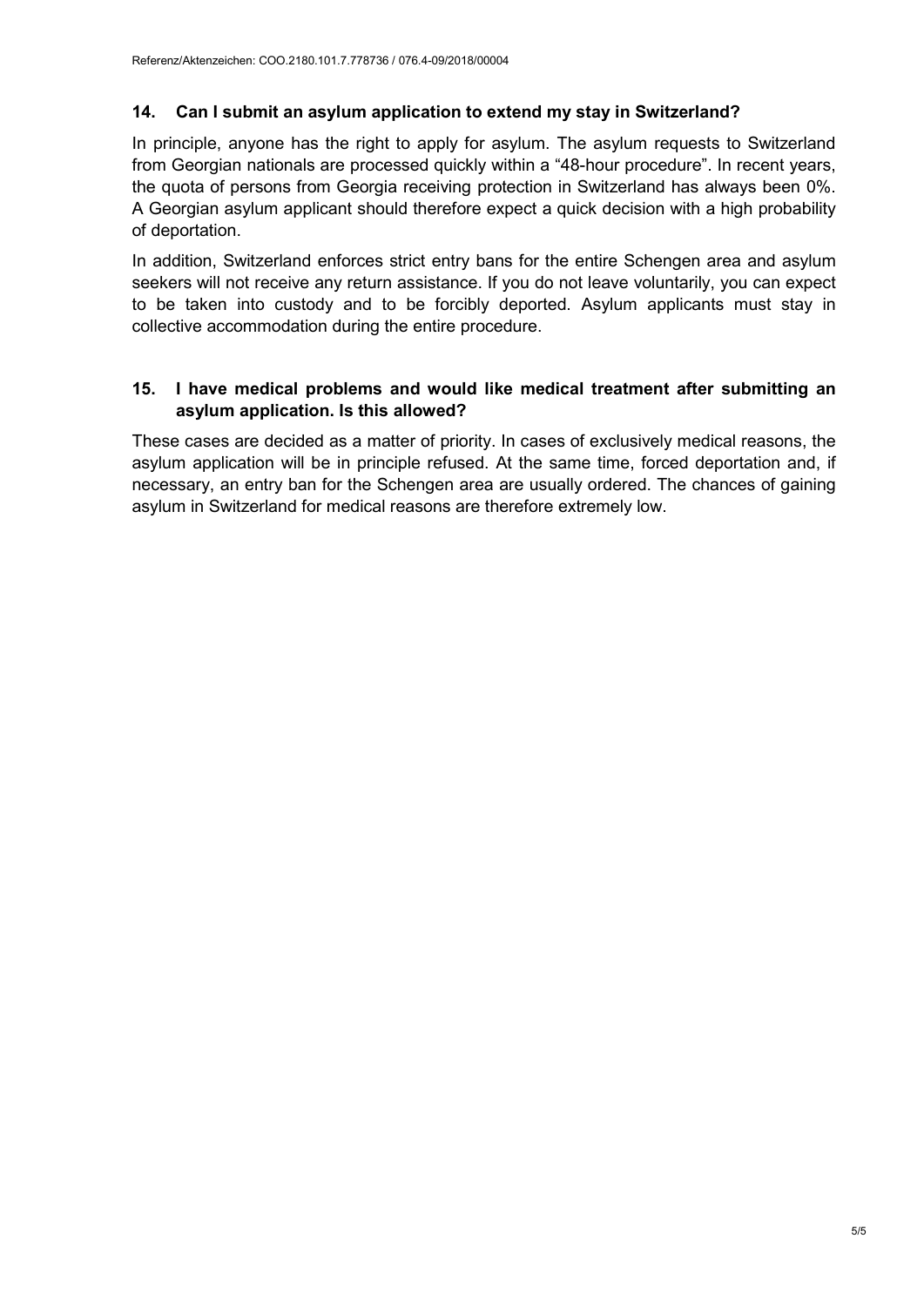### 14. Can I submit an asylum application to extend my stay in Switzerland?

In principle, anyone has the right to apply for asylum. The asylum requests to Switzerland from Georgian nationals are processed quickly within a "48-hour procedure". In recent years, the quota of persons from Georgia receiving protection in Switzerland has always been 0%. A Georgian asylum applicant should therefore expect a quick decision with a high probability of deportation.

In addition, Switzerland enforces strict entry bans for the entire Schengen area and asylum seekers will not receive any return assistance. If you do not leave voluntarily, you can expect to be taken into custody and to be forcibly deported. Asylum applicants must stay in collective accommodation during the entire procedure.

### 15. I have medical problems and would like medical treatment after submitting an asylum application. Is this allowed?

These cases are decided as a matter of priority. In cases of exclusively medical reasons, the asylum application will be in principle refused. At the same time, forced deportation and, if necessary, an entry ban for the Schengen area are usually ordered. The chances of gaining asylum in Switzerland for medical reasons are therefore extremely low.